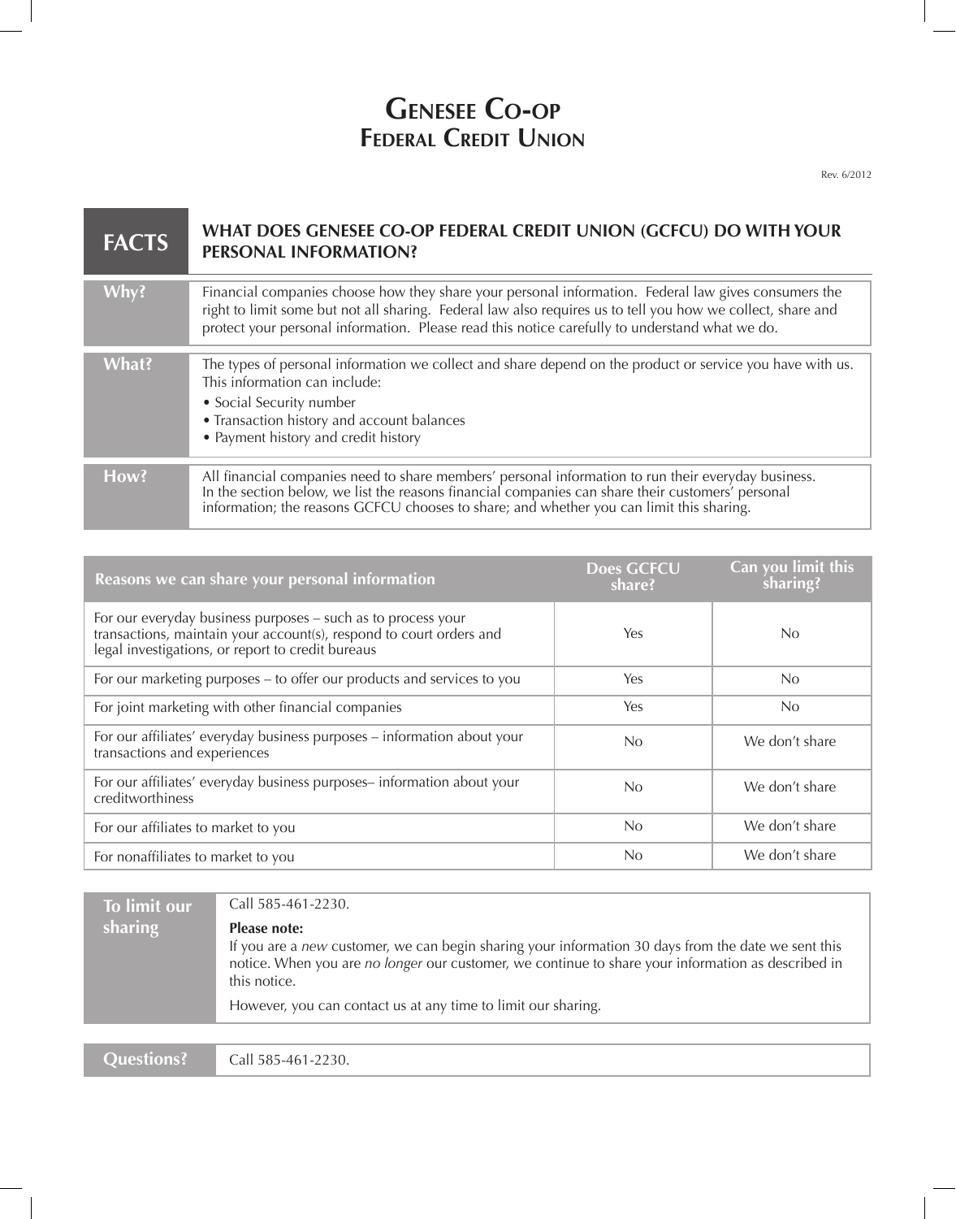# Genesee Co-op Federal Credit Union

Rev. 6/2012

| FACTS | WHAT DOES GENESEE CO-OP FEDERAL CREDIT UNION (GCFCU) DO WITH YOUR PERSONAL INFORMATION? |
|---|---|
| **Why?** | Financial companies choose how they share your personal information. Federal law gives consumers the right to limit some but not all sharing. Federal law also requires us to tell you how we collect, share and protect your personal information. Please read this notice carefully to understand what we do. |
| **What?** | The types of personal information we collect and share depend on the product or service you have with us. This information can include:<br>• Social Security number<br>• Transaction history and account balances<br>• Payment history and credit history |
| **How?** | All financial companies need to share members' personal information to run their everyday business. In the section below, we list the reasons financial companies can share their customers' personal information; the reasons GCFCU chooses to share; and whether you can limit this sharing. |

| Reasons we can share your personal information | Does GCFCU share? | Can you limit this sharing? |
|---|---|---|
| For our everyday business purposes – such as to process your transactions, maintain your account(s), respond to court orders and legal investigations, or report to credit bureaus | Yes | No |
| For our marketing purposes – to offer our products and services to you | Yes | No |
| For joint marketing with other financial companies | Yes | No |
| For our affiliates' everyday business purposes – information about your transactions and experiences | No | We don't share |
| For our affiliates' everyday business purposes– information about your creditworthiness | No | We don't share |
| For our affiliates to market to you | No | We don't share |
| For nonaffiliates to market to you | No | We don't share |

| To limit our sharing | Call 585-461-2230.<br>**Please note:**<br>If you are a *new* customer, we can begin sharing your information 30 days from the date we sent this notice. When you are *no longer* our customer, we continue to share your information as described in this notice.<br>However, you can contact us at any time to limit our sharing. |
|---|---|

| Questions? | Call 585-461-2230. |
|---|---|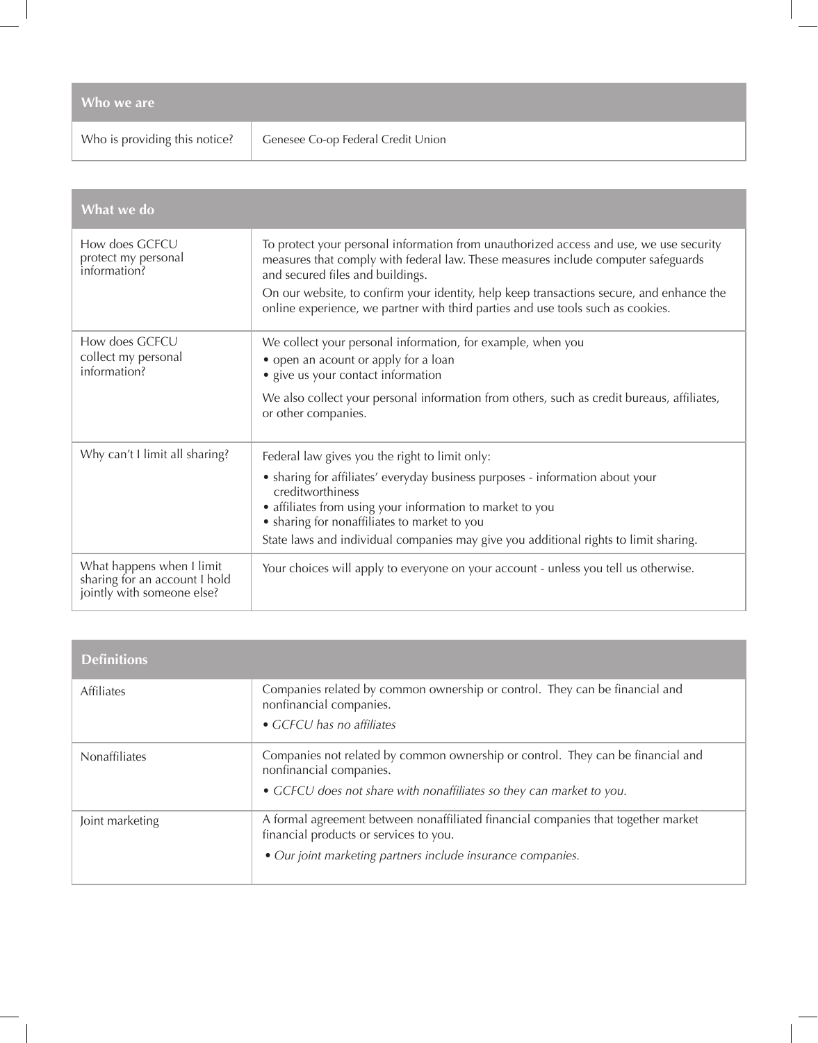| Who we are | |
|---|---|
| Who is providing this notice? | Genesee Co-op Federal Credit Union |

| What we do | |
|---|---|
| How does GCFCU protect my personal information? | To protect your personal information from unauthorized access and use, we use security measures that comply with federal law. These measures include computer safeguards and secured files and buildings.<br>On our website, to confirm your identity, help keep transactions secure, and enhance the online experience, we partner with third parties and use tools such as cookies. |
| How does GCFCU collect my personal information? | We collect your personal information, for example, when you<br>• open an acount or apply for a loan<br>• give us your contact information<br>We also collect your personal information from others, such as credit bureaus, affiliates, or other companies. |
| Why can't I limit all sharing? | Federal law gives you the right to limit only:<br>• sharing for affiliates' everyday business purposes - information about your creditworthiness<br>• affiliates from using your information to market to you<br>• sharing for nonaffiliates to market to you<br>State laws and individual companies may give you additional rights to limit sharing. |
| What happens when I limit sharing for an account I hold jointly with someone else? | Your choices will apply to everyone on your account - unless you tell us otherwise. |

| Definitions | |
|---|---|
| Affiliates | Companies related by common ownership or control. They can be financial and nonfinancial companies.<br>• *GCFCU has no affiliates* |
| Nonaffiliates | Companies not related by common ownership or control. They can be financial and nonfinancial companies.<br>• *GCFCU does not share with nonaffiliates so they can market to you.* |
| Joint marketing | A formal agreement between nonaffiliated financial companies that together market financial products or services to you.<br>• *Our joint marketing partners include insurance companies.* |